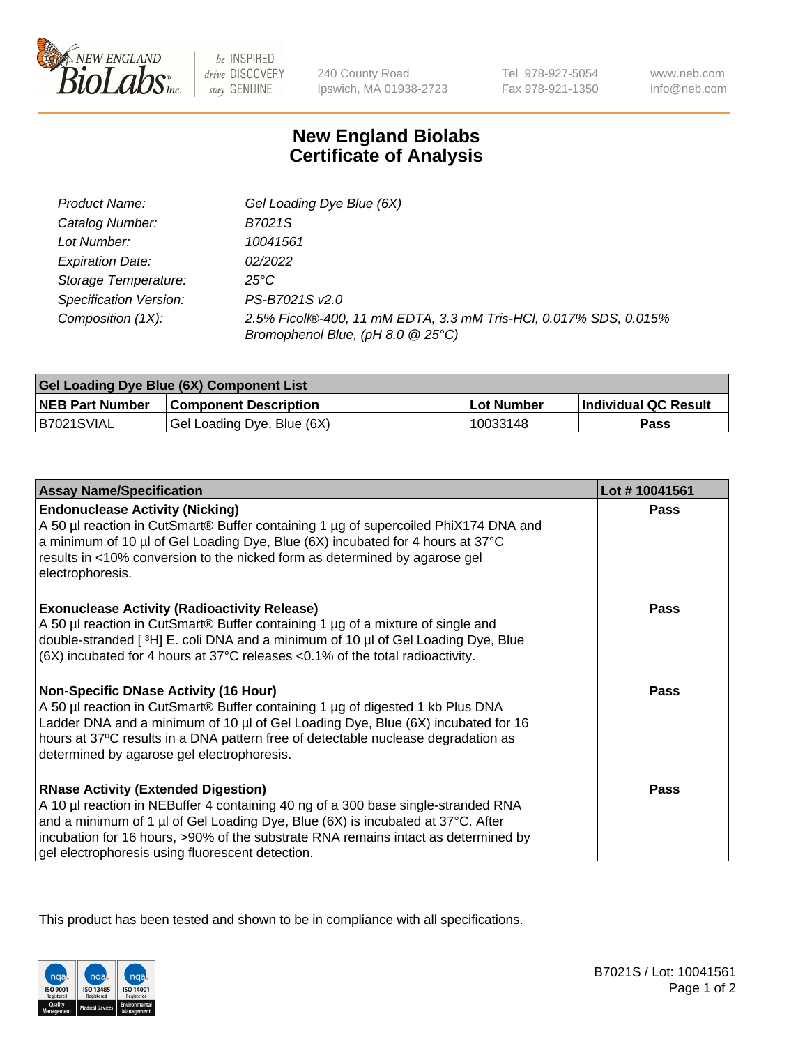# New England Biolabs Certificate of Analysis

| | |
|---|---|
| *Product Name:* | *Gel Loading Dye Blue (6X)* |
| *Catalog Number:* | *B7021S* |
| *Lot Number:* | *10041561* |
| *Expiration Date:* | *02/2022* |
| *Storage Temperature:* | *25°C* |
| *Specification Version:* | *PS-B7021S v2.0* |
| *Composition (1X):* | *2.5% Ficoll®-400, 11 mM EDTA, 3.3 mM Tris-HCl, 0.017% SDS, 0.015% Bromophenol Blue, (pH 8.0 @ 25°C)* |

| Gel Loading Dye Blue (6X) Component List | | | |
|---|---|---|---|
| **NEB Part Number** | **Component Description** | **Lot Number** | **Individual QC Result** |
| B7021SVIAL | Gel Loading Dye, Blue (6X) | 10033148 | **Pass** |

| Assay Name/Specification | Lot # 10041561 |
|---|---|
| **Endonuclease Activity (Nicking)**<br>A 50 µl reaction in CutSmart® Buffer containing 1 µg of supercoiled PhiX174 DNA and a minimum of 10 µl of Gel Loading Dye, Blue (6X) incubated for 4 hours at 37°C results in <10% conversion to the nicked form as determined by agarose gel electrophoresis. | **Pass** |
| **Exonuclease Activity (Radioactivity Release)**<br>A 50 µl reaction in CutSmart® Buffer containing 1 µg of a mixture of single and double-stranded [ $^3$H] E. coli DNA and a minimum of 10 µl of Gel Loading Dye, Blue (6X) incubated for 4 hours at 37°C releases <0.1% of the total radioactivity. | **Pass** |
| **Non-Specific DNase Activity (16 Hour)**<br>A 50 µl reaction in CutSmart® Buffer containing 1 µg of digested 1 kb Plus DNA Ladder DNA and a minimum of 10 µl of Gel Loading Dye, Blue (6X) incubated for 16 hours at 37ºC results in a DNA pattern free of detectable nuclease degradation as determined by agarose gel electrophoresis. | **Pass** |
| **RNase Activity (Extended Digestion)**<br>A 10 µl reaction in NEBuffer 4 containing 40 ng of a 300 base single-stranded RNA and a minimum of 1 µl of Gel Loading Dye, Blue (6X) is incubated at 37°C. After incubation for 16 hours, >90% of the substrate RNA remains intact as determined by gel electrophoresis using fluorescent detection. | **Pass** |

This product has been tested and shown to be in compliance with all specifications.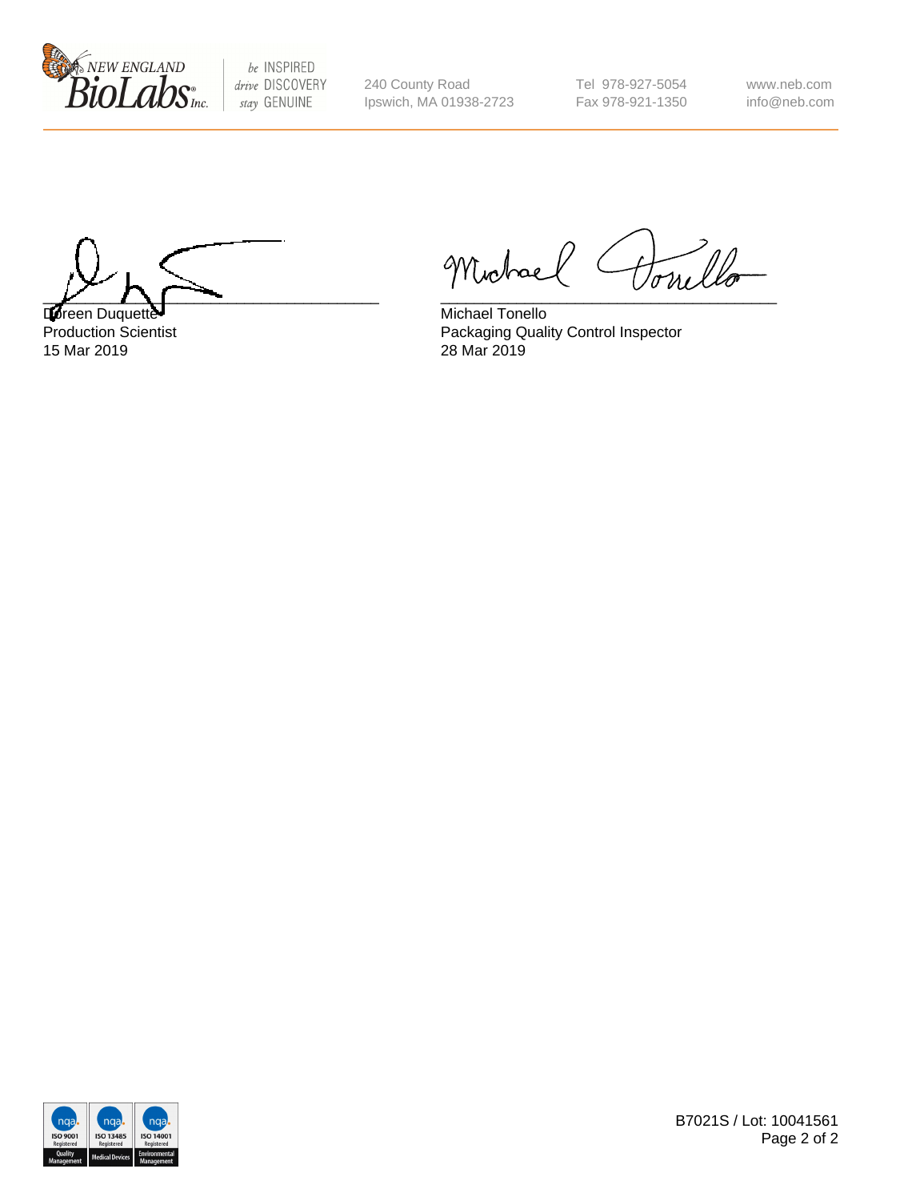Doreen Duquette
Production Scientist
15 Mar 2019

Michael Tonello
Packaging Quality Control Inspector
28 Mar 2019

B7021S / Lot: 10041561